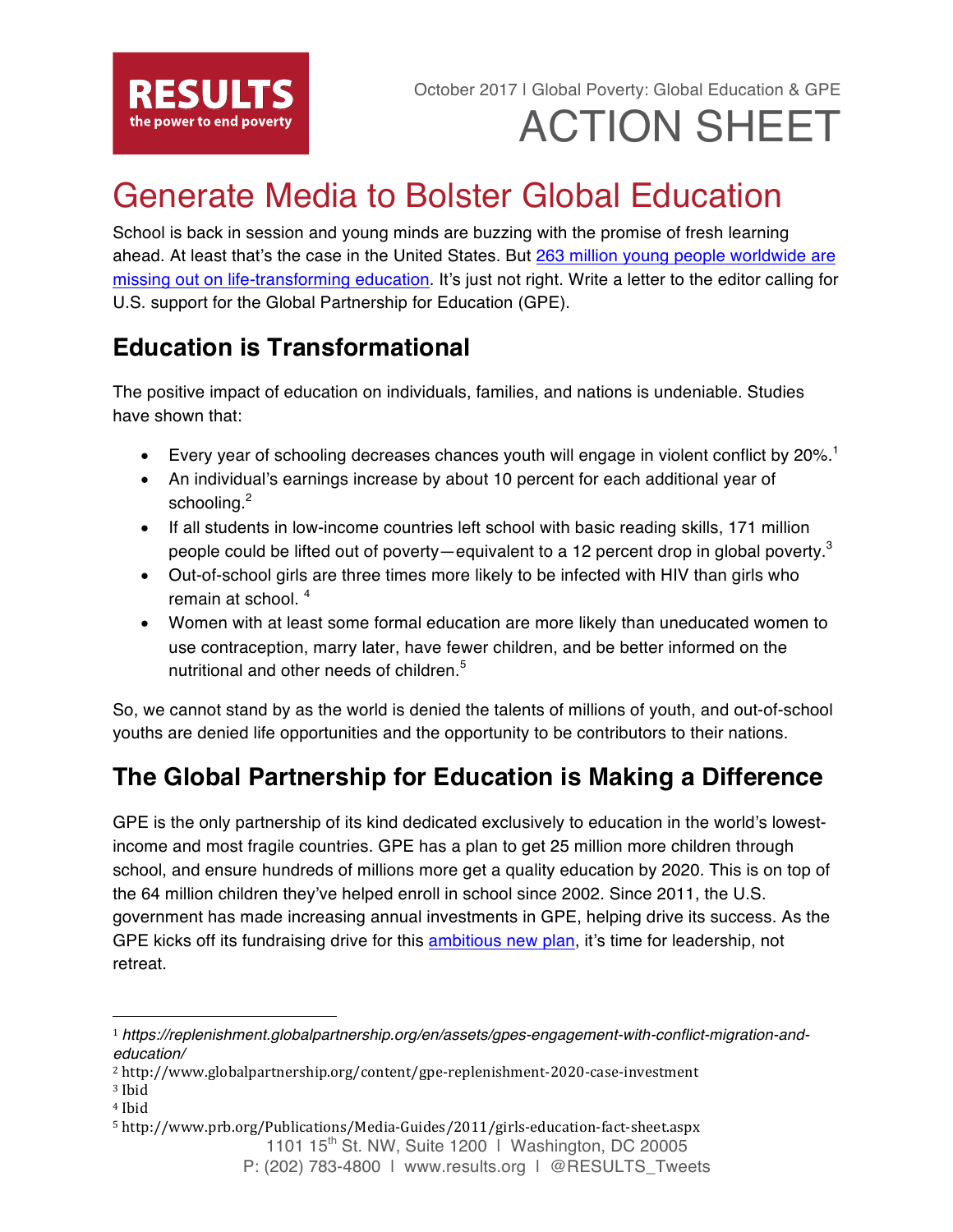**RESULTS**
the power to end poverty

October 2017 | Global Poverty: Global Education & GPE

ACTION SHEET

# Generate Media to Bolster Global Education

School is back in session and young minds are buzzing with the promise of fresh learning ahead. At least that's the case in the United States. But 263 million young people worldwide are missing out on life-transforming education. It's just not right. Write a letter to the editor calling for U.S. support for the Global Partnership for Education (GPE).

## Education is Transformational

The positive impact of education on individuals, families, and nations is undeniable. Studies have shown that:

- Every year of schooling decreases chances youth will engage in violent conflict by 20%.[1]
- An individual's earnings increase by about 10 percent for each additional year of schooling.[2]
- If all students in low-income countries left school with basic reading skills, 171 million people could be lifted out of poverty—equivalent to a 12 percent drop in global poverty.[3]
- Out-of-school girls are three times more likely to be infected with HIV than girls who remain at school. [4]
- Women with at least some formal education are more likely than uneducated women to use contraception, marry later, have fewer children, and be better informed on the nutritional and other needs of children.[5]

So, we cannot stand by as the world is denied the talents of millions of youth, and out-of-school youths are denied life opportunities and the opportunity to be contributors to their nations.

## The Global Partnership for Education is Making a Difference

GPE is the only partnership of its kind dedicated exclusively to education in the world's lowest-income and most fragile countries. GPE has a plan to get 25 million more children through school, and ensure hundreds of millions more get a quality education by 2020. This is on top of the 64 million children they've helped enroll in school since 2002. Since 2011, the U.S. government has made increasing annual investments in GPE, helping drive its success. As the GPE kicks off its fundraising drive for this ambitious new plan, it's time for leadership, not retreat.

---

[1] *https://replenishment.globalpartnership.org/en/assets/gpes-engagement-with-conflict-migration-and-education/*

[2] http://www.globalpartnership.org/content/gpe-replenishment-2020-case-investment

[3] Ibid

[4] Ibid

[5] http://www.prb.org/Publications/Media-Guides/2011/girls-education-fact-sheet.aspx

1101 15th St. NW, Suite 1200 | Washington, DC 20005
P: (202) 783-4800 | www.results.org | @RESULTS_Tweets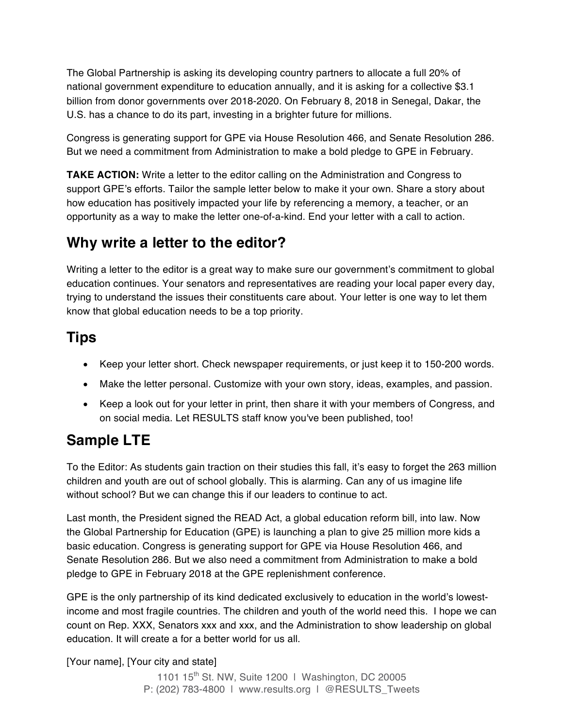The Global Partnership is asking its developing country partners to allocate a full 20% of national government expenditure to education annually, and it is asking for a collective $3.1 billion from donor governments over 2018-2020. On February 8, 2018 in Senegal, Dakar, the U.S. has a chance to do its part, investing in a brighter future for millions.

Congress is generating support for GPE via House Resolution 466, and Senate Resolution 286. But we need a commitment from Administration to make a bold pledge to GPE in February.

**TAKE ACTION:** Write a letter to the editor calling on the Administration and Congress to support GPE's efforts. Tailor the sample letter below to make it your own. Share a story about how education has positively impacted your life by referencing a memory, a teacher, or an opportunity as a way to make the letter one-of-a-kind. End your letter with a call to action.

## Why write a letter to the editor?

Writing a letter to the editor is a great way to make sure our government's commitment to global education continues. Your senators and representatives are reading your local paper every day, trying to understand the issues their constituents care about. Your letter is one way to let them know that global education needs to be a top priority.

## Tips

- Keep your letter short. Check newspaper requirements, or just keep it to 150-200 words.
- Make the letter personal. Customize with your own story, ideas, examples, and passion.
- Keep a look out for your letter in print, then share it with your members of Congress, and on social media. Let RESULTS staff know you've been published, too!

## Sample LTE

To the Editor: As students gain traction on their studies this fall, it's easy to forget the 263 million children and youth are out of school globally. This is alarming. Can any of us imagine life without school? But we can change this if our leaders to continue to act.

Last month, the President signed the READ Act, a global education reform bill, into law. Now the Global Partnership for Education (GPE) is launching a plan to give 25 million more kids a basic education. Congress is generating support for GPE via House Resolution 466, and Senate Resolution 286. But we also need a commitment from Administration to make a bold pledge to GPE in February 2018 at the GPE replenishment conference.

GPE is the only partnership of its kind dedicated exclusively to education in the world's lowest-income and most fragile countries. The children and youth of the world need this. I hope we can count on Rep. XXX, Senators xxx and xxx, and the Administration to show leadership on global education. It will create a for a better world for us all.

[Your name], [Your city and state]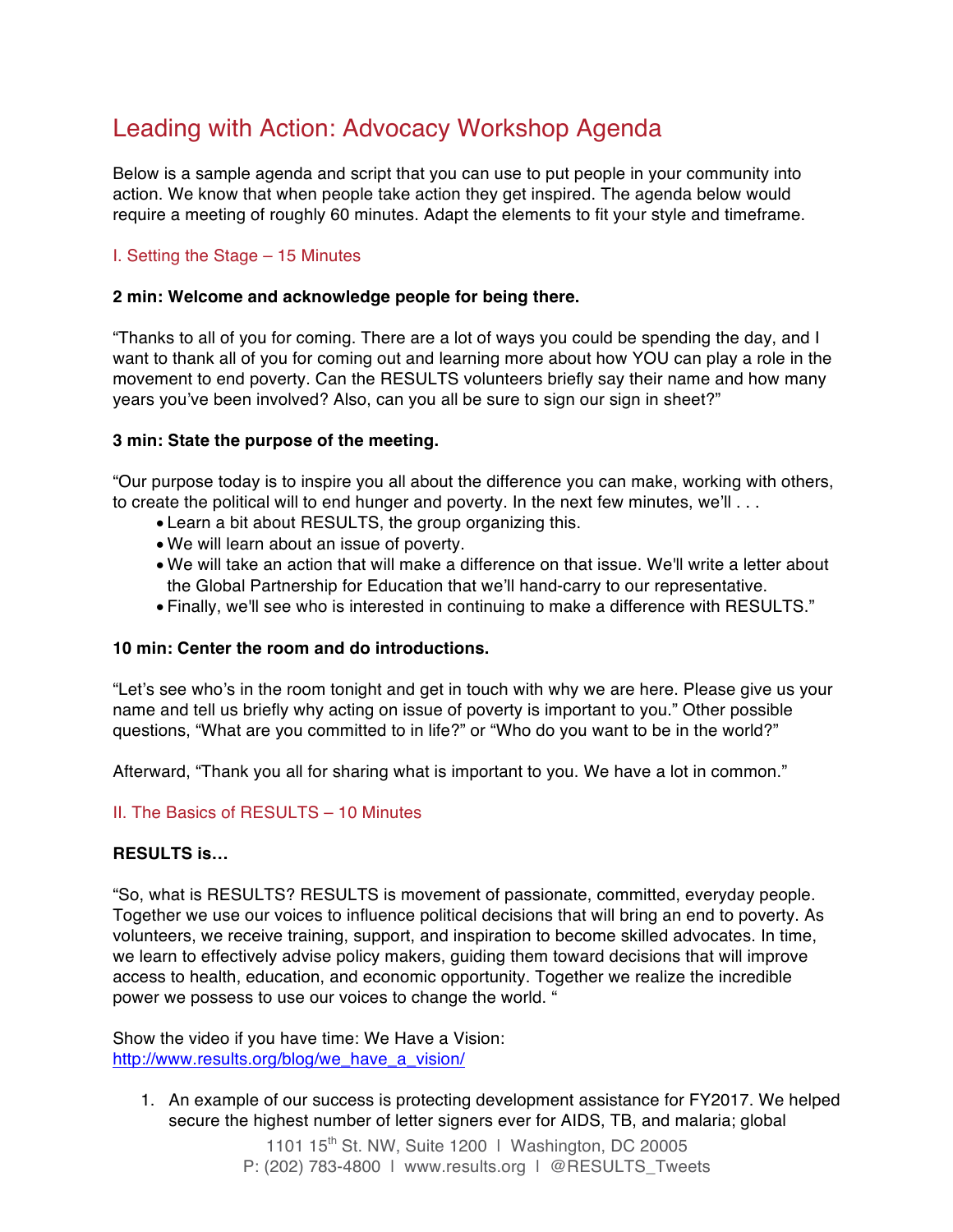# Leading with Action: Advocacy Workshop Agenda

Below is a sample agenda and script that you can use to put people in your community into action. We know that when people take action they get inspired. The agenda below would require a meeting of roughly 60 minutes. Adapt the elements to fit your style and timeframe.

## I. Setting the Stage – 15 Minutes

**2 min: Welcome and acknowledge people for being there.**

“Thanks to all of you for coming. There are a lot of ways you could be spending the day, and I want to thank all of you for coming out and learning more about how YOU can play a role in the movement to end poverty. Can the RESULTS volunteers briefly say their name and how many years you’ve been involved? Also, can you all be sure to sign our sign in sheet?”

**3 min: State the purpose of the meeting.**

“Our purpose today is to inspire you all about the difference you can make, working with others, to create the political will to end hunger and poverty. In the next few minutes, we’ll . . .

- Learn a bit about RESULTS, the group organizing this.
- We will learn about an issue of poverty.
- We will take an action that will make a difference on that issue. We'll write a letter about the Global Partnership for Education that we’ll hand-carry to our representative.
- Finally, we'll see who is interested in continuing to make a difference with RESULTS.”

**10 min: Center the room and do introductions.**

“Let’s see who’s in the room tonight and get in touch with why we are here. Please give us your name and tell us briefly why acting on issue of poverty is important to you.” Other possible questions, “What are you committed to in life?” or “Who do you want to be in the world?”

Afterward, “Thank you all for sharing what is important to you. We have a lot in common.”

## II. The Basics of RESULTS – 10 Minutes

**RESULTS is…**

“So, what is RESULTS? RESULTS is movement of passionate, committed, everyday people. Together we use our voices to influence political decisions that will bring an end to poverty. As volunteers, we receive training, support, and inspiration to become skilled advocates. In time, we learn to effectively advise policy makers, guiding them toward decisions that will improve access to health, education, and economic opportunity. Together we realize the incredible power we possess to use our voices to change the world. “

Show the video if you have time: We Have a Vision: http://www.results.org/blog/we_have_a_vision/

1. An example of our success is protecting development assistance for FY2017. We helped secure the highest number of letter signers ever for AIDS, TB, and malaria; global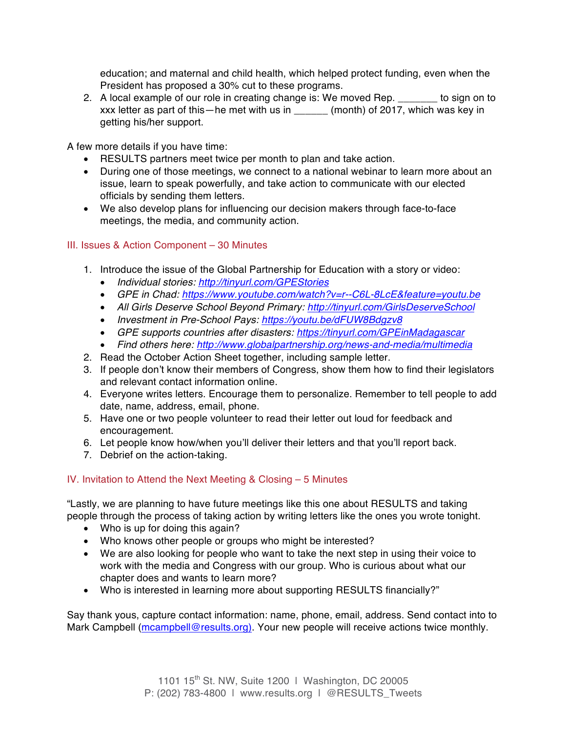education; and maternal and child health, which helped protect funding, even when the President has proposed a 30% cut to these programs.

2. A local example of our role in creating change is: We moved Rep. _______ to sign on to xxx letter as part of this—he met with us in ______ (month) of 2017, which was key in getting his/her support.

A few more details if you have time:

- RESULTS partners meet twice per month to plan and take action.
- During one of those meetings, we connect to a national webinar to learn more about an issue, learn to speak powerfully, and take action to communicate with our elected officials by sending them letters.
- We also develop plans for influencing our decision makers through face-to-face meetings, the media, and community action.

## III. Issues & Action Component – 30 Minutes

1. Introduce the issue of the Global Partnership for Education with a story or video:
   - *Individual stories: http://tinyurl.com/GPEStories*
   - *GPE in Chad: https://www.youtube.com/watch?v=r--C6L-8LcE&feature=youtu.be*
   - *All Girls Deserve School Beyond Primary: http://tinyurl.com/GirlsDeserveSchool*
   - *Investment in Pre-School Pays: https://youtu.be/dFUW8Bdgzv8*
   - *GPE supports countries after disasters: https://tinyurl.com/GPEinMadagascar*
   - *Find others here: http://www.globalpartnership.org/news-and-media/multimedia*
2. Read the October Action Sheet together, including sample letter.
3. If people don't know their members of Congress, show them how to find their legislators and relevant contact information online.
4. Everyone writes letters. Encourage them to personalize. Remember to tell people to add date, name, address, email, phone.
5. Have one or two people volunteer to read their letter out loud for feedback and encouragement.
6. Let people know how/when you'll deliver their letters and that you'll report back.
7. Debrief on the action-taking.

## IV. Invitation to Attend the Next Meeting & Closing – 5 Minutes

"Lastly, we are planning to have future meetings like this one about RESULTS and taking people through the process of taking action by writing letters like the ones you wrote tonight.

- Who is up for doing this again?
- Who knows other people or groups who might be interested?
- We are also looking for people who want to take the next step in using their voice to work with the media and Congress with our group. Who is curious about what our chapter does and wants to learn more?
- Who is interested in learning more about supporting RESULTS financially?"

Say thank yous, capture contact information: name, phone, email, address. Send contact into to Mark Campbell (mcampbell@results.org). Your new people will receive actions twice monthly.

1101 15th St. NW, Suite 1200 | Washington, DC 20005
P: (202) 783-4800 | www.results.org | @RESULTS_Tweets